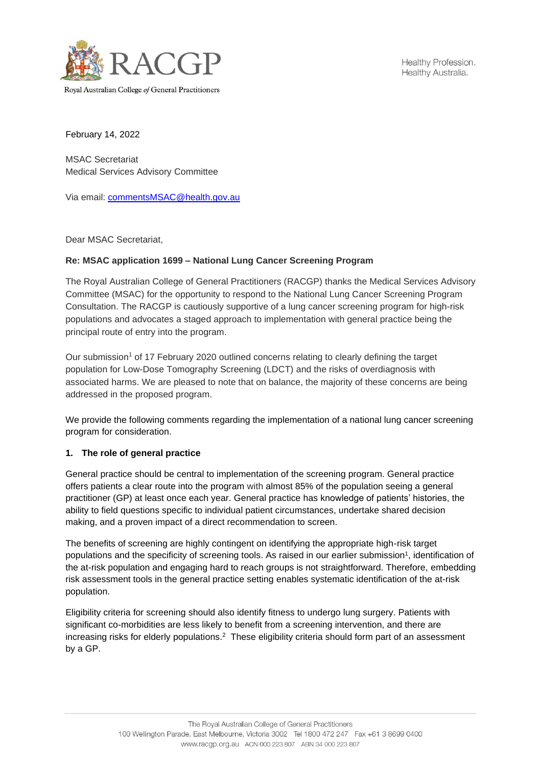Royal Australian College *of* General Practitioners

Healthy Profession.
Healthy Australia.

February 14, 2022

MSAC Secretariat
Medical Services Advisory Committee

Via email: commentsMSAC@health.gov.au

Dear MSAC Secretariat,

**Re: MSAC application 1699 – National Lung Cancer Screening Program**

The Royal Australian College of General Practitioners (RACGP) thanks the Medical Services Advisory Committee (MSAC) for the opportunity to respond to the National Lung Cancer Screening Program Consultation. The RACGP is cautiously supportive of a lung cancer screening program for high-risk populations and advocates a staged approach to implementation with general practice being the principal route of entry into the program.

Our submission[1] of 17 February 2020 outlined concerns relating to clearly defining the target population for Low-Dose Tomography Screening (LDCT) and the risks of overdiagnosis with associated harms. We are pleased to note that on balance, the majority of these concerns are being addressed in the proposed program.

We provide the following comments regarding the implementation of a national lung cancer screening program for consideration.

**1. The role of general practice**

General practice should be central to implementation of the screening program. General practice offers patients a clear route into the program with almost 85% of the population seeing a general practitioner (GP) at least once each year. General practice has knowledge of patients' histories, the ability to field questions specific to individual patient circumstances, undertake shared decision making, and a proven impact of a direct recommendation to screen.

The benefits of screening are highly contingent on identifying the appropriate high-risk target populations and the specificity of screening tools. As raised in our earlier submission[1], identification of the at-risk population and engaging hard to reach groups is not straightforward. Therefore, embedding risk assessment tools in the general practice setting enables systematic identification of the at-risk population.

Eligibility criteria for screening should also identify fitness to undergo lung surgery. Patients with significant co-morbidities are less likely to benefit from a screening intervention, and there are increasing risks for elderly populations.[2] These eligibility criteria should form part of an assessment by a GP.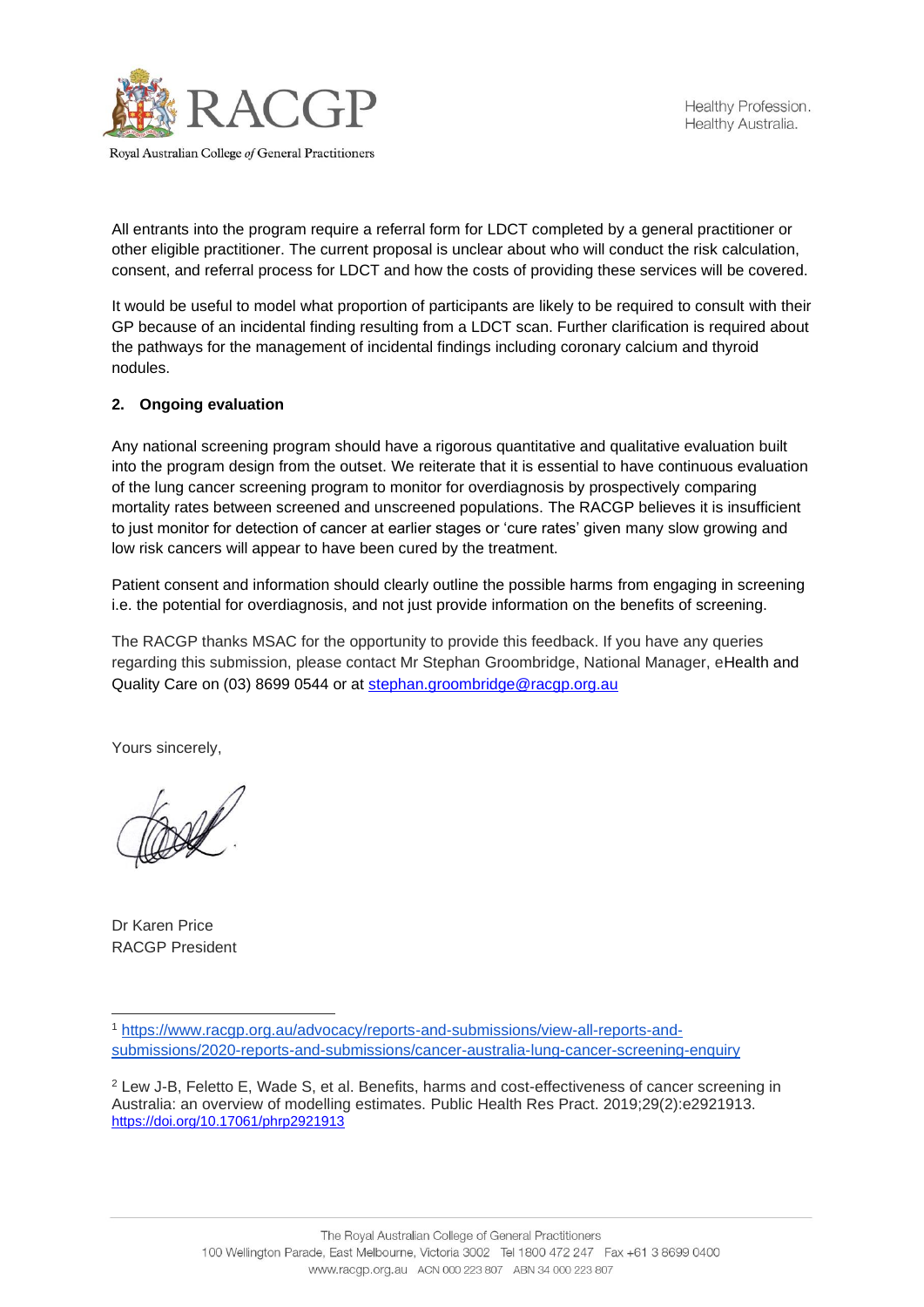All entrants into the program require a referral form for LDCT completed by a general practitioner or other eligible practitioner. The current proposal is unclear about who will conduct the risk calculation, consent, and referral process for LDCT and how the costs of providing these services will be covered.

It would be useful to model what proportion of participants are likely to be required to consult with their GP because of an incidental finding resulting from a LDCT scan. Further clarification is required about the pathways for the management of incidental findings including coronary calcium and thyroid nodules.

**2. Ongoing evaluation**

Any national screening program should have a rigorous quantitative and qualitative evaluation built into the program design from the outset. We reiterate that it is essential to have continuous evaluation of the lung cancer screening program to monitor for overdiagnosis by prospectively comparing mortality rates between screened and unscreened populations. The RACGP believes it is insufficient to just monitor for detection of cancer at earlier stages or 'cure rates' given many slow growing and low risk cancers will appear to have been cured by the treatment.

Patient consent and information should clearly outline the possible harms from engaging in screening i.e. the potential for overdiagnosis, and not just provide information on the benefits of screening.

The RACGP thanks MSAC for the opportunity to provide this feedback. If you have any queries regarding this submission, please contact Mr Stephan Groombridge, National Manager, eHealth and Quality Care on (03) 8699 0544 or at stephan.groombridge@racgp.org.au

Yours sincerely,

Dr Karen Price
RACGP President

[1] https://www.racgp.org.au/advocacy/reports-and-submissions/view-all-reports-and-submissions/2020-reports-and-submissions/cancer-australia-lung-cancer-screening-enquiry

[2] Lew J-B, Feletto E, Wade S, et al. Benefits, harms and cost-effectiveness of cancer screening in Australia: an overview of modelling estimates. Public Health Res Pract. 2019;29(2):e2921913. https://doi.org/10.17061/phrp2921913